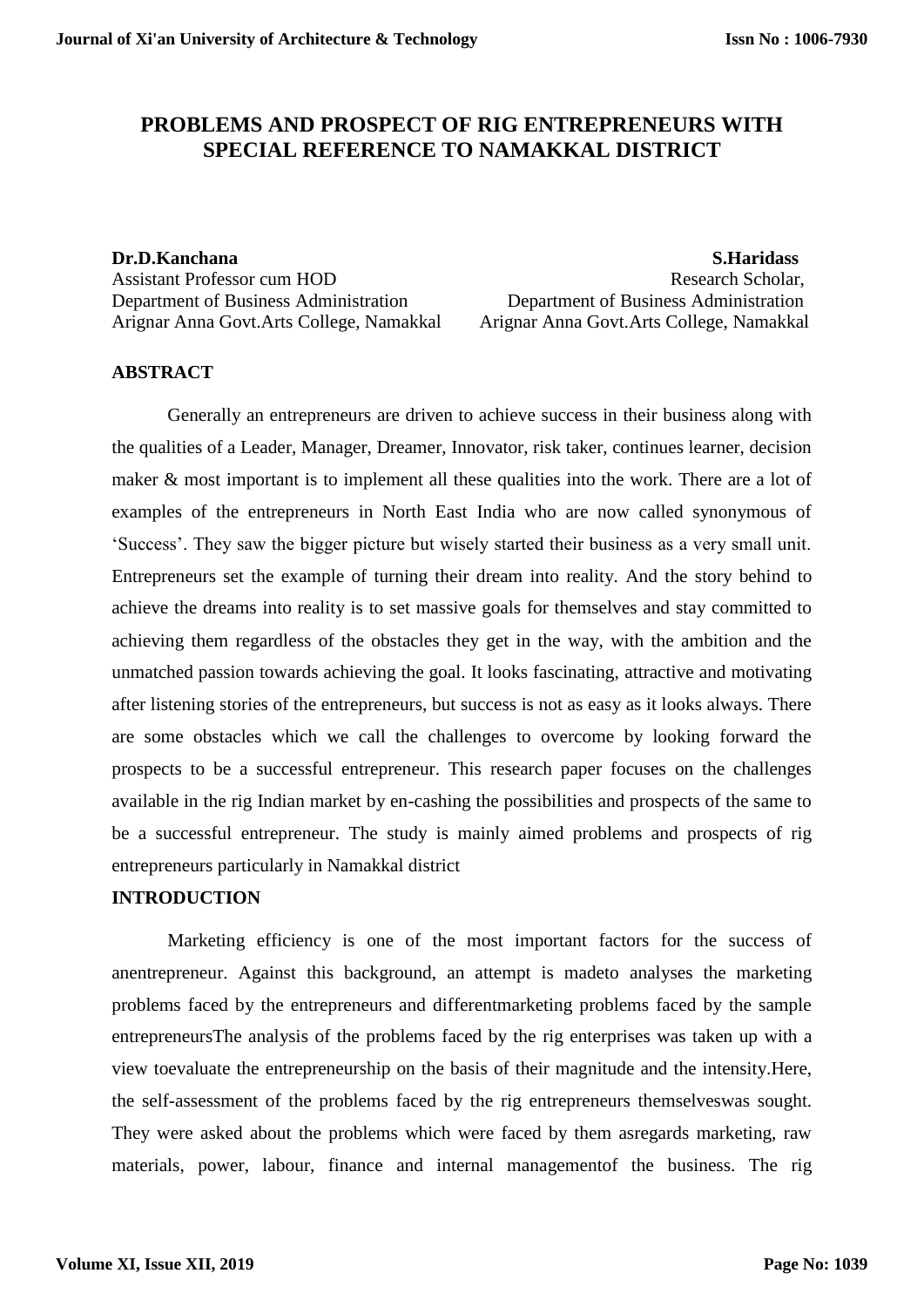# PROBLEMS AND PROSPECT OF RIG ENTREPRENEURS WITH SPECIAL REFERENCE TO NAMAKKAL DISTRICT

**Dr.D.Kanchana**
Assistant Professor cum HOD
Department of Business Administration
Arignar Anna Govt.Arts College, Namakkal

**S.Haridass**
Research Scholar,
Department of Business Administration
Arignar Anna Govt.Arts College, Namakkal

## ABSTRACT

Generally an entrepreneurs are driven to achieve success in their business along with the qualities of a Leader, Manager, Dreamer, Innovator, risk taker, continues learner, decision maker & most important is to implement all these qualities into the work. There are a lot of examples of the entrepreneurs in North East India who are now called synonymous of 'Success'. They saw the bigger picture but wisely started their business as a very small unit. Entrepreneurs set the example of turning their dream into reality. And the story behind to achieve the dreams into reality is to set massive goals for themselves and stay committed to achieving them regardless of the obstacles they get in the way, with the ambition and the unmatched passion towards achieving the goal. It looks fascinating, attractive and motivating after listening stories of the entrepreneurs, but success is not as easy as it looks always. There are some obstacles which we call the challenges to overcome by looking forward the prospects to be a successful entrepreneur. This research paper focuses on the challenges available in the rig Indian market by en-cashing the possibilities and prospects of the same to be a successful entrepreneur. The study is mainly aimed problems and prospects of rig entrepreneurs particularly in Namakkal district

## INTRODUCTION

Marketing efficiency is one of the most important factors for the success of anentrepreneur. Against this background, an attempt is madeto analyses the marketing problems faced by the entrepreneurs and differentmarketing problems faced by the sample entrepreneursThe analysis of the problems faced by the rig enterprises was taken up with a view toevaluate the entrepreneurship on the basis of their magnitude and the intensity.Here, the self-assessment of the problems faced by the rig entrepreneurs themselveswas sought. They were asked about the problems which were faced by them asregards marketing, raw materials, power, labour, finance and internal managementof the business. The rig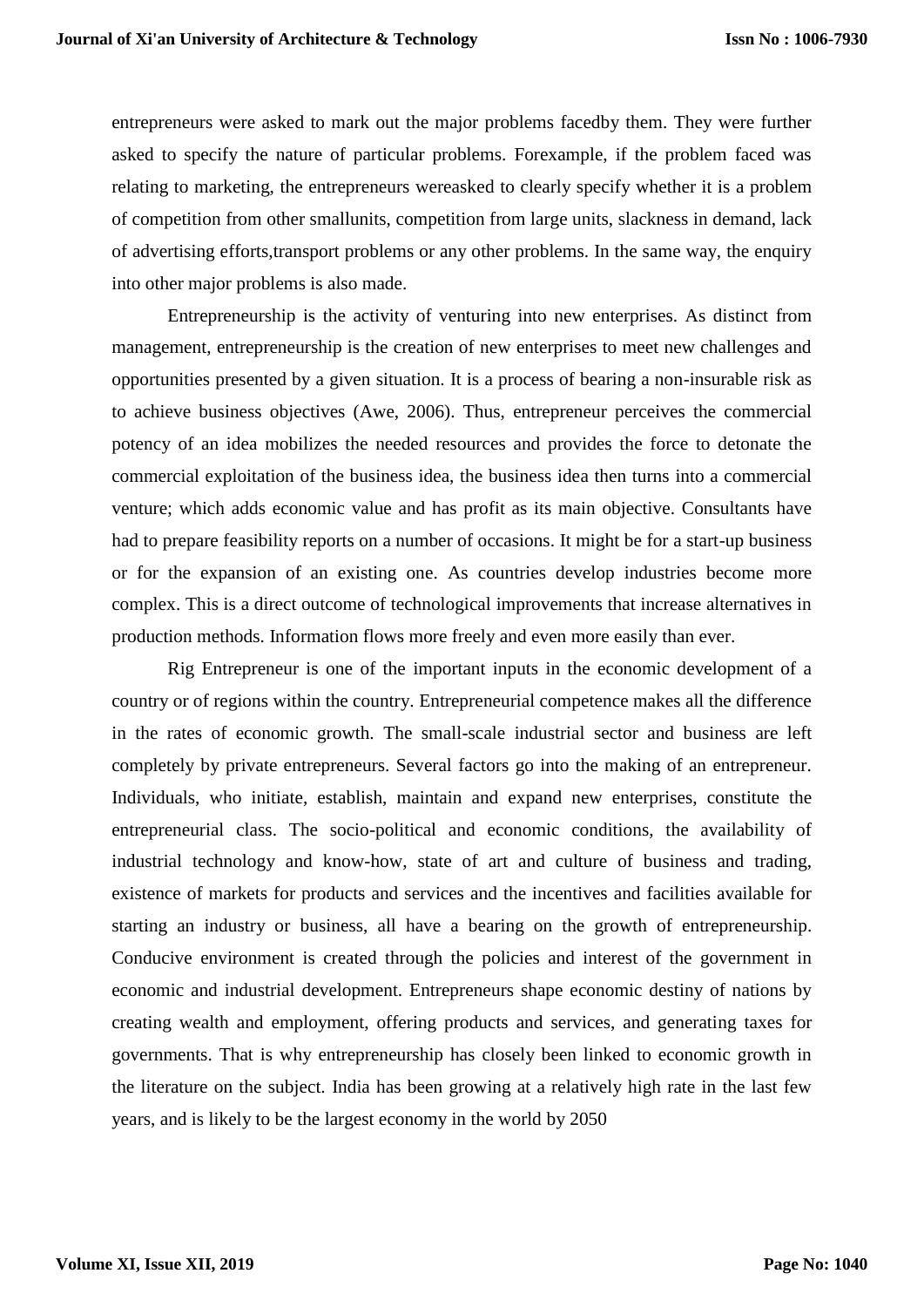entrepreneurs were asked to mark out the major problems facedby them. They were further asked to specify the nature of particular problems. Forexample, if the problem faced was relating to marketing, the entrepreneurs wereasked to clearly specify whether it is a problem of competition from other smallunits, competition from large units, slackness in demand, lack of advertising efforts,transport problems or any other problems. In the same way, the enquiry into other major problems is also made.

Entrepreneurship is the activity of venturing into new enterprises. As distinct from management, entrepreneurship is the creation of new enterprises to meet new challenges and opportunities presented by a given situation. It is a process of bearing a non-insurable risk as to achieve business objectives (Awe, 2006). Thus, entrepreneur perceives the commercial potency of an idea mobilizes the needed resources and provides the force to detonate the commercial exploitation of the business idea, the business idea then turns into a commercial venture; which adds economic value and has profit as its main objective. Consultants have had to prepare feasibility reports on a number of occasions. It might be for a start-up business or for the expansion of an existing one. As countries develop industries become more complex. This is a direct outcome of technological improvements that increase alternatives in production methods. Information flows more freely and even more easily than ever.

Rig Entrepreneur is one of the important inputs in the economic development of a country or of regions within the country. Entrepreneurial competence makes all the difference in the rates of economic growth. The small-scale industrial sector and business are left completely by private entrepreneurs. Several factors go into the making of an entrepreneur. Individuals, who initiate, establish, maintain and expand new enterprises, constitute the entrepreneurial class. The socio-political and economic conditions, the availability of industrial technology and know-how, state of art and culture of business and trading, existence of markets for products and services and the incentives and facilities available for starting an industry or business, all have a bearing on the growth of entrepreneurship. Conducive environment is created through the policies and interest of the government in economic and industrial development. Entrepreneurs shape economic destiny of nations by creating wealth and employment, offering products and services, and generating taxes for governments. That is why entrepreneurship has closely been linked to economic growth in the literature on the subject. India has been growing at a relatively high rate in the last few years, and is likely to be the largest economy in the world by 2050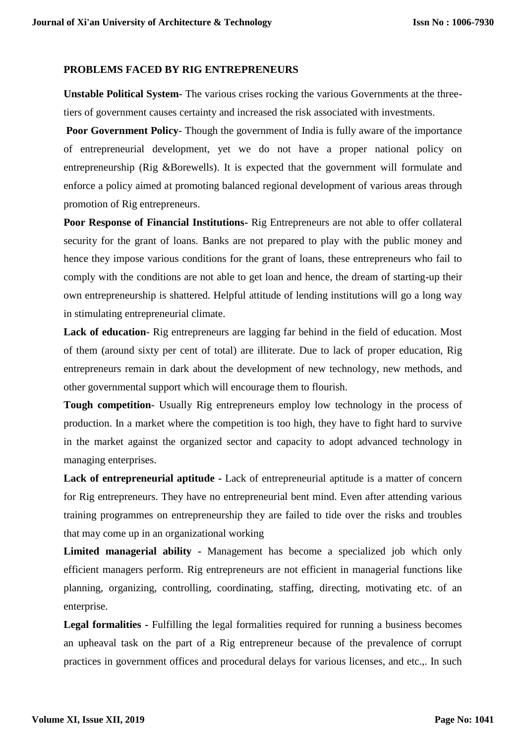**PROBLEMS FACED BY RIG ENTREPRENEURS**

**Unstable Political System**- The various crises rocking the various Governments at the three-tiers of government causes certainty and increased the risk associated with investments.

**Poor Government Policy**- Though the government of India is fully aware of the importance of entrepreneurial development, yet we do not have a proper national policy on entrepreneurship (Rig &Borewells). It is expected that the government will formulate and enforce a policy aimed at promoting balanced regional development of various areas through promotion of Rig entrepreneurs.

**Poor Response of Financial Institutions-** Rig Entrepreneurs are not able to offer collateral security for the grant of loans. Banks are not prepared to play with the public money and hence they impose various conditions for the grant of loans, these entrepreneurs who fail to comply with the conditions are not able to get loan and hence, the dream of starting-up their own entrepreneurship is shattered. Helpful attitude of lending institutions will go a long way in stimulating entrepreneurial climate.

**Lack of education**- Rig entrepreneurs are lagging far behind in the field of education. Most of them (around sixty per cent of total) are illiterate. Due to lack of proper education, Rig entrepreneurs remain in dark about the development of new technology, new methods, and other governmental support which will encourage them to flourish.

**Tough competition**- Usually Rig entrepreneurs employ low technology in the process of production. In a market where the competition is too high, they have to fight hard to survive in the market against the organized sector and capacity to adopt advanced technology in managing enterprises.

**Lack of entrepreneurial aptitude -** Lack of entrepreneurial aptitude is a matter of concern for Rig entrepreneurs. They have no entrepreneurial bent mind. Even after attending various training programmes on entrepreneurship they are failed to tide over the risks and troubles that may come up in an organizational working

**Limited managerial ability** - Management has become a specialized job which only efficient managers perform. Rig entrepreneurs are not efficient in managerial functions like planning, organizing, controlling, coordinating, staffing, directing, motivating etc. of an enterprise.

**Legal formalities** - Fulfilling the legal formalities required for running a business becomes an upheaval task on the part of a Rig entrepreneur because of the prevalence of corrupt practices in government offices and procedural delays for various licenses, and etc.,. In such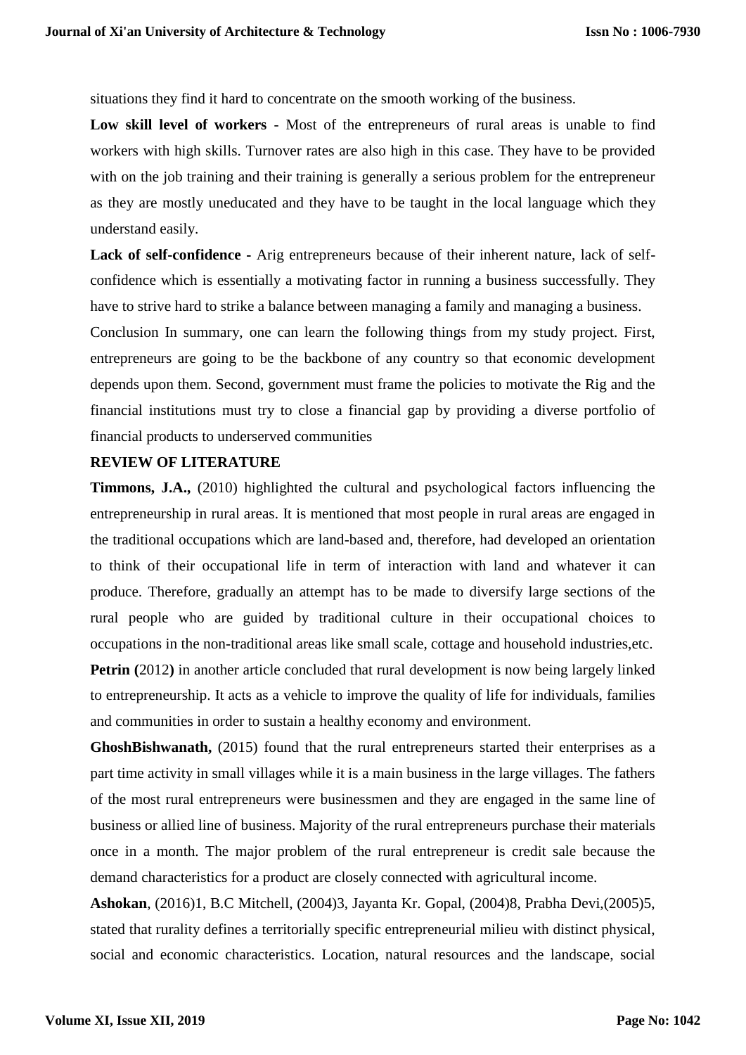situations they find it hard to concentrate on the smooth working of the business.

**Low skill level of workers** - Most of the entrepreneurs of rural areas is unable to find workers with high skills. Turnover rates are also high in this case. They have to be provided with on the job training and their training is generally a serious problem for the entrepreneur as they are mostly uneducated and they have to be taught in the local language which they understand easily.

**Lack of self-confidence -** Arig entrepreneurs because of their inherent nature, lack of self-confidence which is essentially a motivating factor in running a business successfully. They have to strive hard to strike a balance between managing a family and managing a business.

Conclusion In summary, one can learn the following things from my study project. First, entrepreneurs are going to be the backbone of any country so that economic development depends upon them. Second, government must frame the policies to motivate the Rig and the financial institutions must try to close a financial gap by providing a diverse portfolio of financial products to underserved communities

**REVIEW OF LITERATURE**

**Timmons, J.A.,** (2010) highlighted the cultural and psychological factors influencing the entrepreneurship in rural areas. It is mentioned that most people in rural areas are engaged in the traditional occupations which are land-based and, therefore, had developed an orientation to think of their occupational life in term of interaction with land and whatever it can produce. Therefore, gradually an attempt has to be made to diversify large sections of the rural people who are guided by traditional culture in their occupational choices to occupations in the non-traditional areas like small scale, cottage and household industries,etc.

**Petrin (**2012**)** in another article concluded that rural development is now being largely linked to entrepreneurship. It acts as a vehicle to improve the quality of life for individuals, families and communities in order to sustain a healthy economy and environment.

**GhoshBishwanath,** (2015) found that the rural entrepreneurs started their enterprises as a part time activity in small villages while it is a main business in the large villages. The fathers of the most rural entrepreneurs were businessmen and they are engaged in the same line of business or allied line of business. Majority of the rural entrepreneurs purchase their materials once in a month. The major problem of the rural entrepreneur is credit sale because the demand characteristics for a product are closely connected with agricultural income.

**Ashokan**, (2016)1, B.C Mitchell, (2004)3, Jayanta Kr. Gopal, (2004)8, Prabha Devi,(2005)5, stated that rurality defines a territorially specific entrepreneurial milieu with distinct physical, social and economic characteristics. Location, natural resources and the landscape, social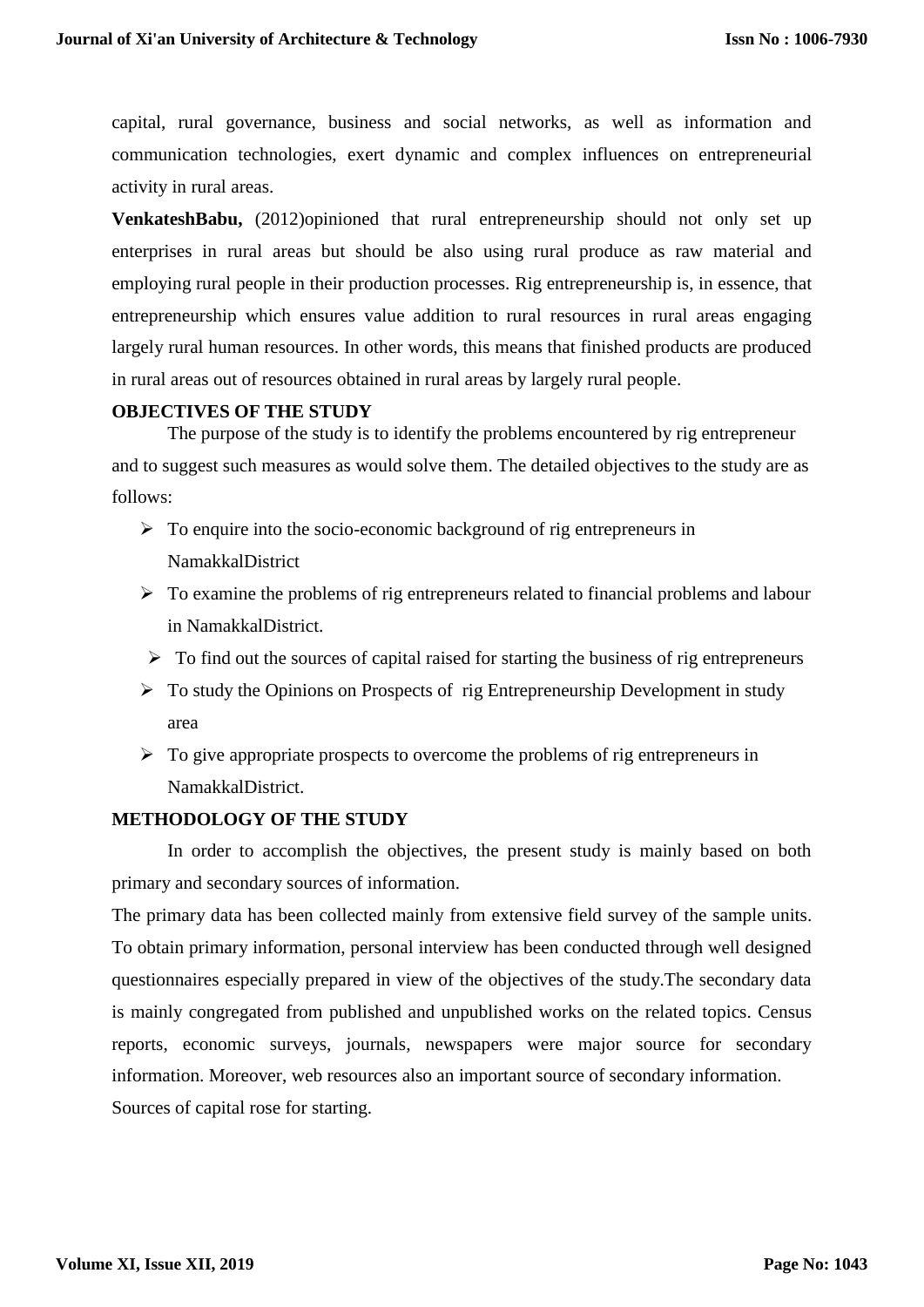capital, rural governance, business and social networks, as well as information and communication technologies, exert dynamic and complex influences on entrepreneurial activity in rural areas.

**VenkateshBabu,** (2012)opinioned that rural entrepreneurship should not only set up enterprises in rural areas but should be also using rural produce as raw material and employing rural people in their production processes. Rig entrepreneurship is, in essence, that entrepreneurship which ensures value addition to rural resources in rural areas engaging largely rural human resources. In other words, this means that finished products are produced in rural areas out of resources obtained in rural areas by largely rural people.

**OBJECTIVES OF THE STUDY**

The purpose of the study is to identify the problems encountered by rig entrepreneur and to suggest such measures as would solve them. The detailed objectives to the study are as follows:

- To enquire into the socio-economic background of rig entrepreneurs in NamakkalDistrict
- To examine the problems of rig entrepreneurs related to financial problems and labour in NamakkalDistrict.
- To find out the sources of capital raised for starting the business of rig entrepreneurs
- To study the Opinions on Prospects of rig Entrepreneurship Development in study area
- To give appropriate prospects to overcome the problems of rig entrepreneurs in NamakkalDistrict.

**METHODOLOGY OF THE STUDY**

In order to accomplish the objectives, the present study is mainly based on both primary and secondary sources of information.

The primary data has been collected mainly from extensive field survey of the sample units. To obtain primary information, personal interview has been conducted through well designed questionnaires especially prepared in view of the objectives of the study.The secondary data is mainly congregated from published and unpublished works on the related topics. Census reports, economic surveys, journals, newspapers were major source for secondary information. Moreover, web resources also an important source of secondary information.

Sources of capital rose for starting.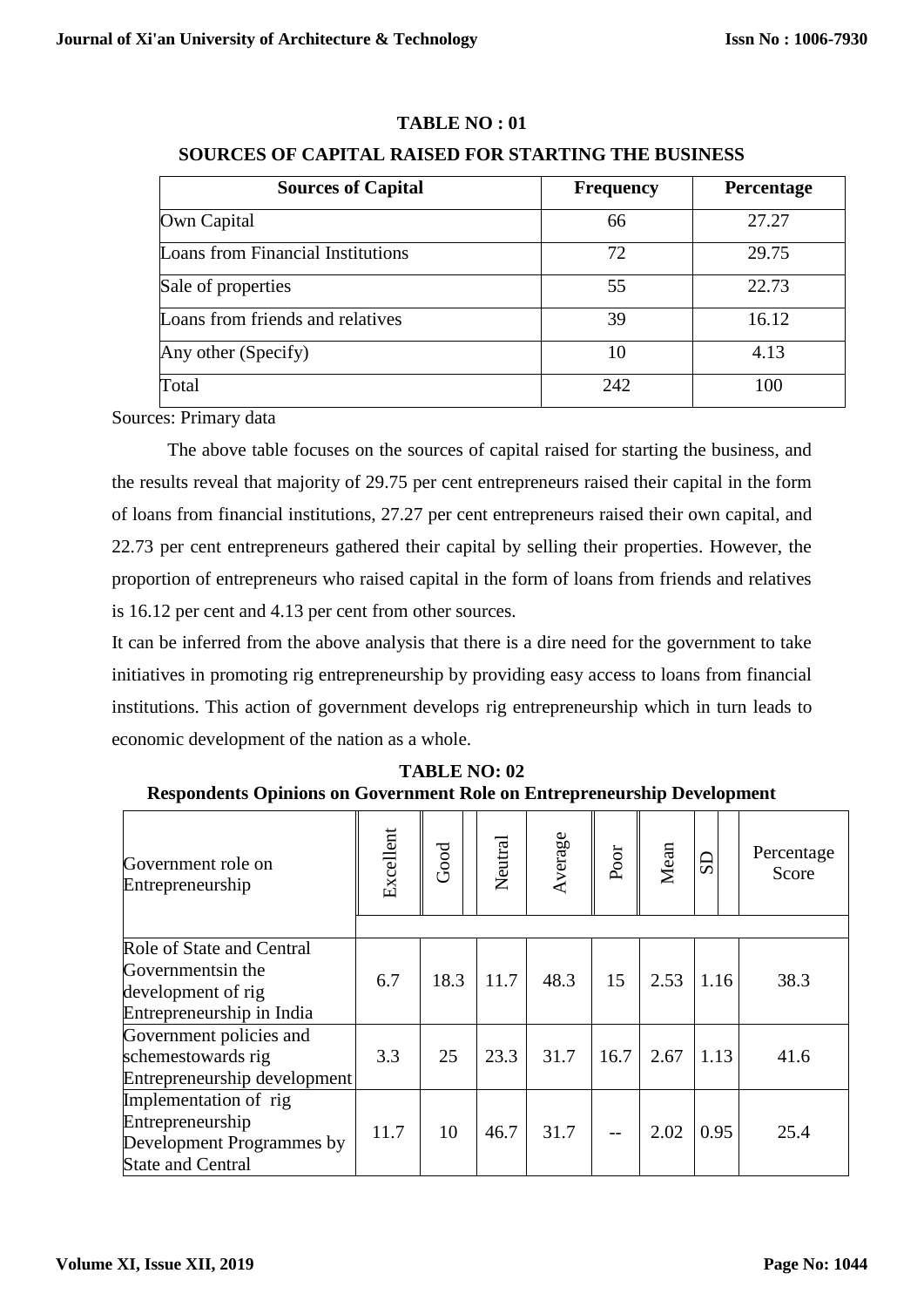**TABLE NO : 01**

**SOURCES OF CAPITAL RAISED FOR STARTING THE BUSINESS**

| Sources of Capital | Frequency | Percentage |
|---|---|---|
| Own Capital | 66 | 27.27 |
| Loans from Financial Institutions | 72 | 29.75 |
| Sale of properties | 55 | 22.73 |
| Loans from friends and relatives | 39 | 16.12 |
| Any other (Specify) | 10 | 4.13 |
| Total | 242 | 100 |

Sources: Primary data

The above table focuses on the sources of capital raised for starting the business, and the results reveal that majority of 29.75 per cent entrepreneurs raised their capital in the form of loans from financial institutions, 27.27 per cent entrepreneurs raised their own capital, and 22.73 per cent entrepreneurs gathered their capital by selling their properties. However, the proportion of entrepreneurs who raised capital in the form of loans from friends and relatives is 16.12 per cent and 4.13 per cent from other sources.

It can be inferred from the above analysis that there is a dire need for the government to take initiatives in promoting rig entrepreneurship by providing easy access to loans from financial institutions. This action of government develops rig entrepreneurship which in turn leads to economic development of the nation as a whole.

**TABLE NO: 02**

**Respondents Opinions on Government Role on Entrepreneurship Development**

| Government role on Entrepreneurship | Excellent | Good | Neutral | Average | Poor | Mean | SD | Percentage Score |
|---|---|---|---|---|---|---|---|---|
| Role of State and Central Governmentsin the development of rig Entrepreneurship in India | 6.7 | 18.3 | 11.7 | 48.3 | 15 | 2.53 | 1.16 | 38.3 |
| Government policies and schemestowards rig Entrepreneurship development | 3.3 | 25 | 23.3 | 31.7 | 16.7 | 2.67 | 1.13 | 41.6 |
| Implementation of rig Entrepreneurship Development Programmes by State and Central | 11.7 | 10 | 46.7 | 31.7 | -- | 2.02 | 0.95 | 25.4 |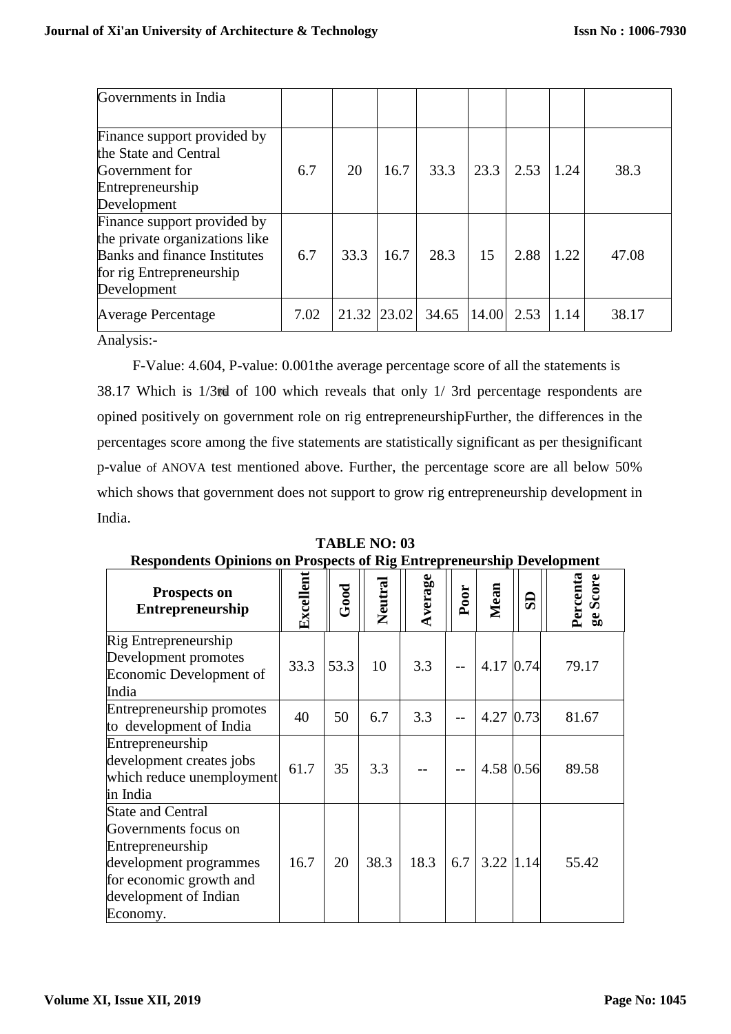| Governments in India | | | | | | | | |
|---|---|---|---|---|---|---|---|---|
| Finance support provided by the State and Central Government for Entrepreneurship Development | 6.7 | 20 | 16.7 | 33.3 | 23.3 | 2.53 | 1.24 | 38.3 |
| Finance support provided by the private organizations like Banks and finance Institutes for rig Entrepreneurship Development | 6.7 | 33.3 | 16.7 | 28.3 | 15 | 2.88 | 1.22 | 47.08 |
| Average Percentage | 7.02 | 21.32 | 23.02 | 34.65 | 14.00 | 2.53 | 1.14 | 38.17 |

Analysis:-

F-Value: 4.604, P-value: 0.001the average percentage score of all the statements is 38.17 Which is 1/3rd of 100 which reveals that only 1/ 3rd percentage respondents are opined positively on government role on rig entrepreneurshipFurther, the differences in the percentages score among the five statements are statistically significant as per thesignificant p-value of ANOVA test mentioned above. Further, the percentage score are all below 50% which shows that government does not support to grow rig entrepreneurship development in India.

**TABLE NO: 03**

**Respondents Opinions on Prospects of Rig Entrepreneurship Development**

| Prospects on Entrepreneurship | Excellent | Good | Neutral | Average | Poor | Mean | SD | Percentage Score |
|---|---|---|---|---|---|---|---|---|
| Rig Entrepreneurship Development promotes Economic Development of India | 33.3 | 53.3 | 10 | 3.3 | -- | 4.17 | 0.74 | 79.17 |
| Entrepreneurship promotes to development of India | 40 | 50 | 6.7 | 3.3 | -- | 4.27 | 0.73 | 81.67 |
| Entrepreneurship development creates jobs which reduce unemployment in India | 61.7 | 35 | 3.3 | -- | -- | 4.58 | 0.56 | 89.58 |
| State and Central Governments focus on Entrepreneurship development programmes for economic growth and development of Indian Economy. | 16.7 | 20 | 38.3 | 18.3 | 6.7 | 3.22 | 1.14 | 55.42 |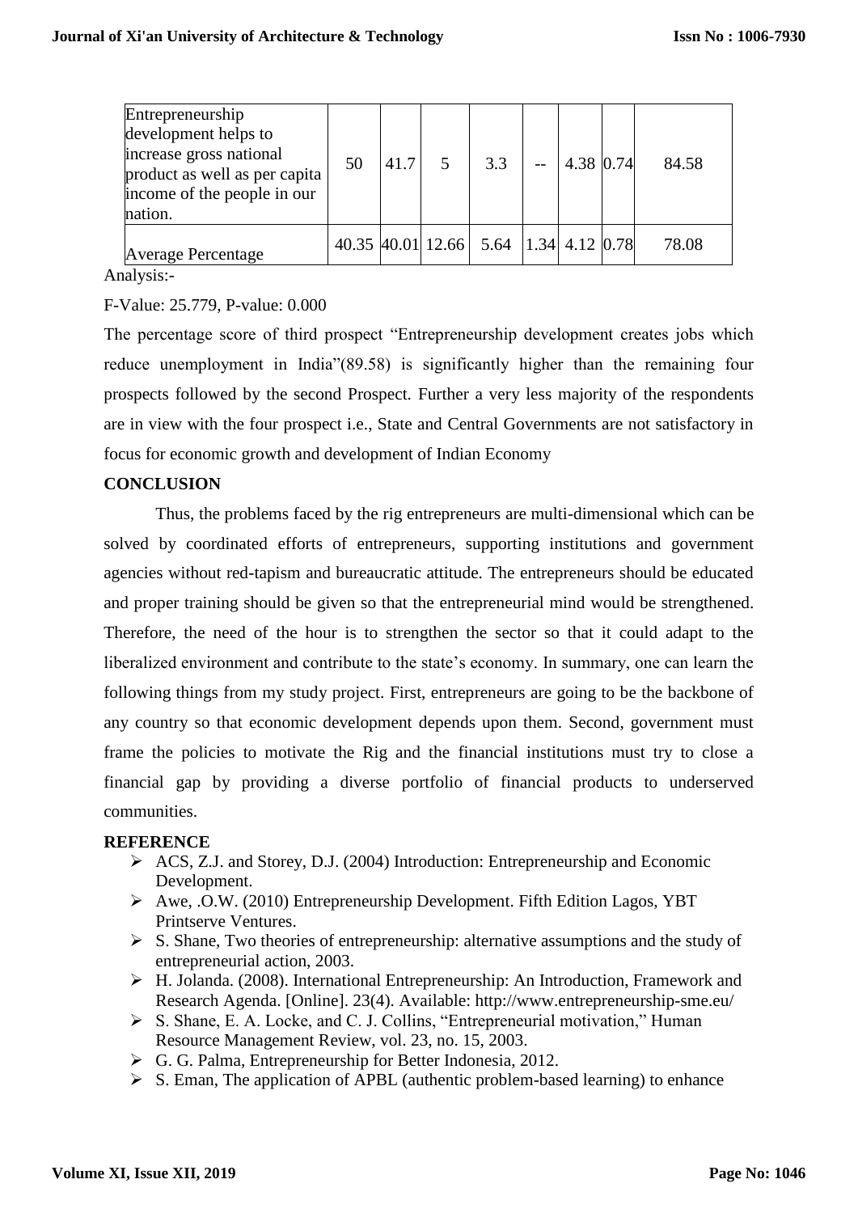| | | | | | | | | |
|---|---|---|---|---|---|---|---|---|
| Entrepreneurship development helps to increase gross national product as well as per capita income of the people in our nation. | 50 | 41.7 | 5 | 3.3 | -- | 4.38 | 0.74 | 84.58 |
| Average Percentage | 40.35 | 40.01 | 12.66 | 5.64 | 1.34 | 4.12 | 0.78 | 78.08 |

Analysis:-

F-Value: 25.779, P-value: 0.000

The percentage score of third prospect "Entrepreneurship development creates jobs which reduce unemployment in India"(89.58) is significantly higher than the remaining four prospects followed by the second Prospect. Further a very less majority of the respondents are in view with the four prospect i.e., State and Central Governments are not satisfactory in focus for economic growth and development of Indian Economy

**CONCLUSION**

Thus, the problems faced by the rig entrepreneurs are multi-dimensional which can be solved by coordinated efforts of entrepreneurs, supporting institutions and government agencies without red-tapism and bureaucratic attitude. The entrepreneurs should be educated and proper training should be given so that the entrepreneurial mind would be strengthened. Therefore, the need of the hour is to strengthen the sector so that it could adapt to the liberalized environment and contribute to the state's economy. In summary, one can learn the following things from my study project. First, entrepreneurs are going to be the backbone of any country so that economic development depends upon them. Second, government must frame the policies to motivate the Rig and the financial institutions must try to close a financial gap by providing a diverse portfolio of financial products to underserved communities.

**REFERENCE**

- ACS, Z.J. and Storey, D.J. (2004) Introduction: Entrepreneurship and Economic Development.
- Awe, .O.W. (2010) Entrepreneurship Development. Fifth Edition Lagos, YBT Printserve Ventures.
- S. Shane, Two theories of entrepreneurship: alternative assumptions and the study of entrepreneurial action, 2003.
- H. Jolanda. (2008). International Entrepreneurship: An Introduction, Framework and Research Agenda. [Online]. 23(4). Available: http://www.entrepreneurship-sme.eu/
- S. Shane, E. A. Locke, and C. J. Collins, "Entrepreneurial motivation," Human Resource Management Review, vol. 23, no. 15, 2003.
- G. G. Palma, Entrepreneurship for Better Indonesia, 2012.
- S. Eman, The application of APBL (authentic problem-based learning) to enhance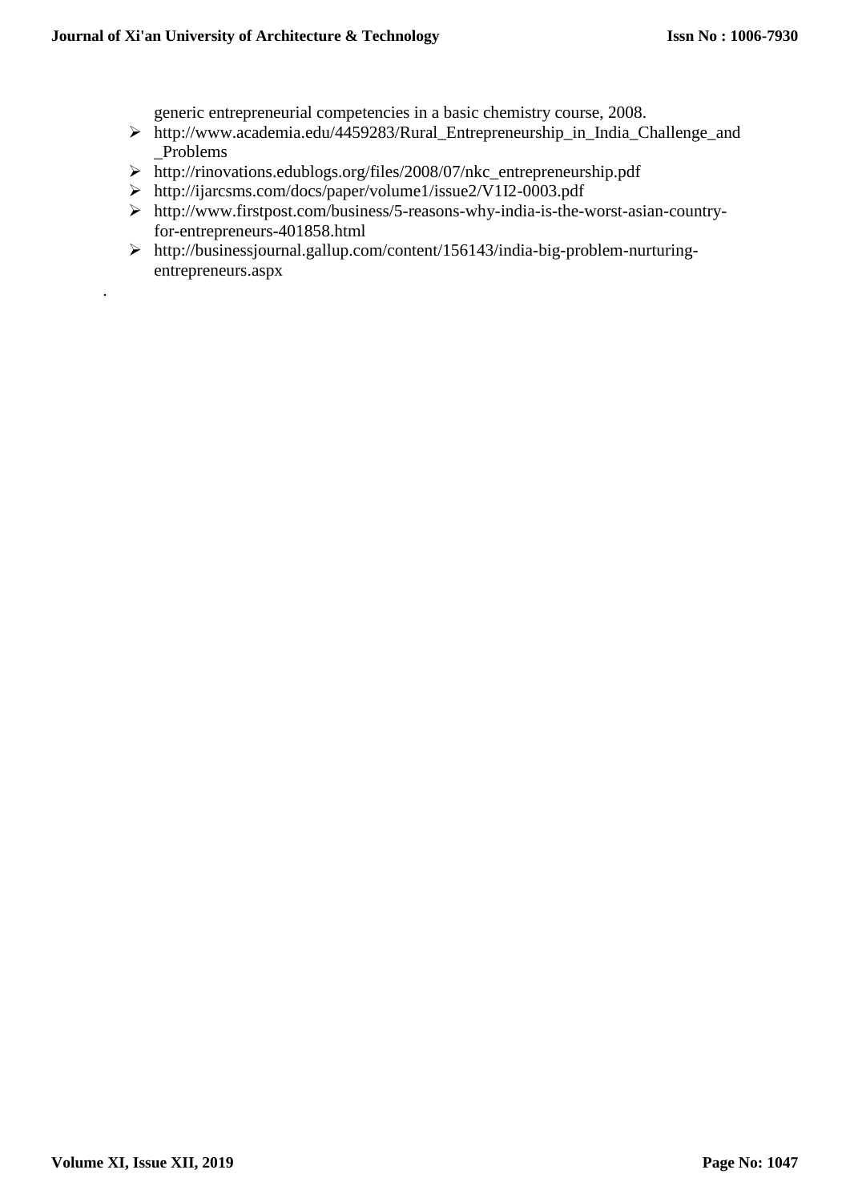generic entrepreneurial competencies in a basic chemistry course, 2008.

- http://www.academia.edu/4459283/Rural_Entrepreneurship_in_India_Challenge_and_Problems
- http://rinovations.edublogs.org/files/2008/07/nkc_entrepreneurship.pdf
- http://ijarcsms.com/docs/paper/volume1/issue2/V1I2-0003.pdf
- http://www.firstpost.com/business/5-reasons-why-india-is-the-worst-asian-country-for-entrepreneurs-401858.html
- http://businessjournal.gallup.com/content/156143/india-big-problem-nurturing-entrepreneurs.aspx

.